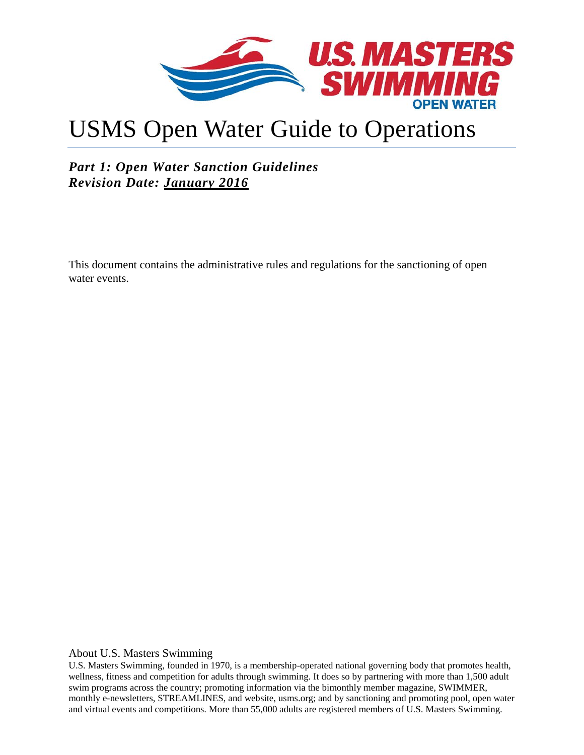# USMS Open Water Guide to Operations

***Part 1: Open Water Sanction Guidelines***
***Revision Date: January 2016***

This document contains the administrative rules and regulations for the sanctioning of open water events.

About U.S. Masters Swimming

U.S. Masters Swimming, founded in 1970, is a membership-operated national governing body that promotes health, wellness, fitness and competition for adults through swimming. It does so by partnering with more than 1,500 adult swim programs across the country; promoting information via the bimonthly member magazine, SWIMMER, monthly e-newsletters, STREAMLINES, and website, usms.org; and by sanctioning and promoting pool, open water and virtual events and competitions. More than 55,000 adults are registered members of U.S. Masters Swimming.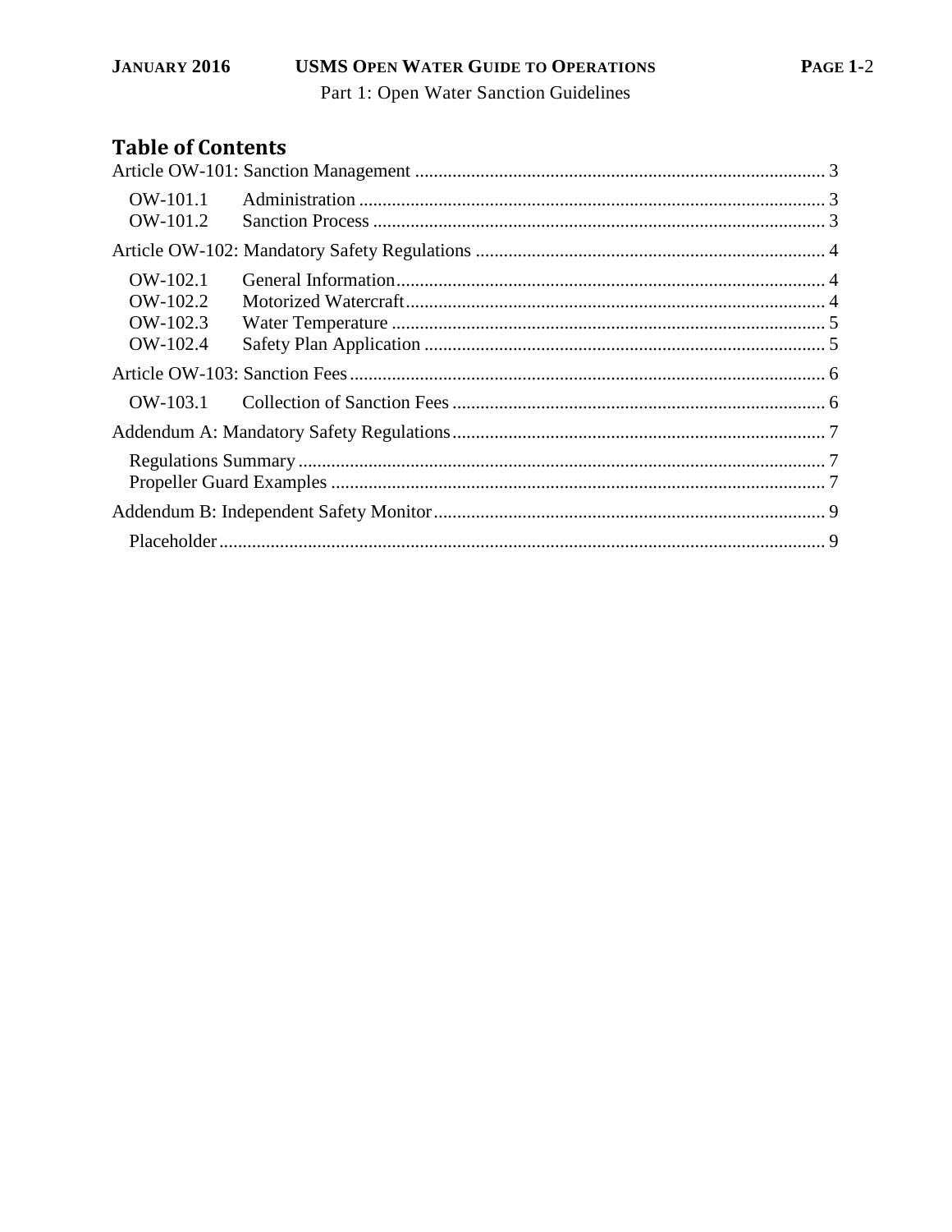## Table of Contents

Article OW-101: Sanction Management ........................................................................................ 3

- OW-101.1 Administration ................................................................................................ 3
- OW-101.2 Sanction Process ............................................................................................. 3

Article OW-102: Mandatory Safety Regulations ........................................................................... 4

- OW-102.1 General Information......................................................................................... 4
- OW-102.2 Motorized Watercraft....................................................................................... 4
- OW-102.3 Water Temperature .......................................................................................... 5
- OW-102.4 Safety Plan Application ................................................................................... 5

Article OW-103: Sanction Fees...................................................................................................... 6

- OW-103.1 Collection of Sanction Fees ............................................................................. 6

Addendum A: Mandatory Safety Regulations................................................................................ 7

- Regulations Summary................................................................................................................ 7
- Propeller Guard Examples ......................................................................................................... 7

Addendum B: Independent Safety Monitor.................................................................................... 9

- Placeholder................................................................................................................................. 9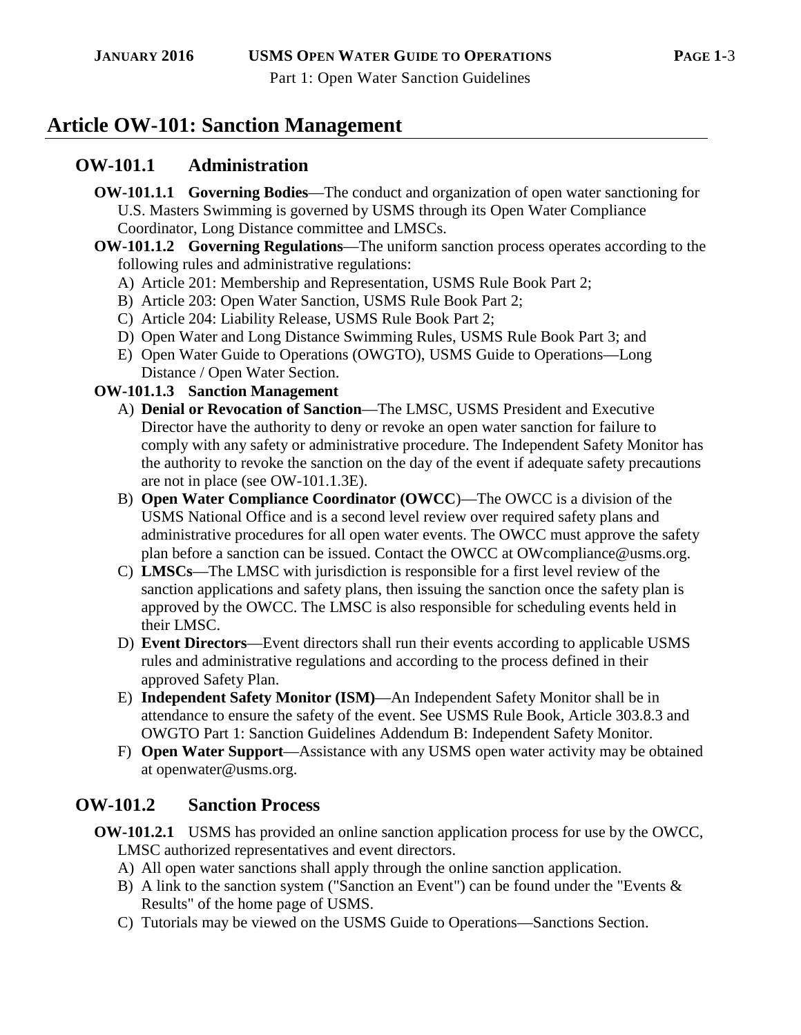# Article OW-101: Sanction Management

## OW-101.1 Administration

**OW-101.1.1 Governing Bodies**—The conduct and organization of open water sanctioning for U.S. Masters Swimming is governed by USMS through its Open Water Compliance Coordinator, Long Distance committee and LMSCs.

**OW-101.1.2 Governing Regulations**—The uniform sanction process operates according to the following rules and administrative regulations:

A) Article 201: Membership and Representation, USMS Rule Book Part 2;
B) Article 203: Open Water Sanction, USMS Rule Book Part 2;
C) Article 204: Liability Release, USMS Rule Book Part 2;
D) Open Water and Long Distance Swimming Rules, USMS Rule Book Part 3; and
E) Open Water Guide to Operations (OWGTO), USMS Guide to Operations—Long Distance / Open Water Section.

**OW-101.1.3 Sanction Management**

A) **Denial or Revocation of Sanction**—The LMSC, USMS President and Executive Director have the authority to deny or revoke an open water sanction for failure to comply with any safety or administrative procedure. The Independent Safety Monitor has the authority to revoke the sanction on the day of the event if adequate safety precautions are not in place (see OW-101.1.3E).
B) **Open Water Compliance Coordinator (OWCC)**—The OWCC is a division of the USMS National Office and is a second level review over required safety plans and administrative procedures for all open water events. The OWCC must approve the safety plan before a sanction can be issued. Contact the OWCC at OWcompliance@usms.org.
C) **LMSCs**—The LMSC with jurisdiction is responsible for a first level review of the sanction applications and safety plans, then issuing the sanction once the safety plan is approved by the OWCC. The LMSC is also responsible for scheduling events held in their LMSC.
D) **Event Directors**—Event directors shall run their events according to applicable USMS rules and administrative regulations and according to the process defined in their approved Safety Plan.
E) **Independent Safety Monitor (ISM)**—An Independent Safety Monitor shall be in attendance to ensure the safety of the event. See USMS Rule Book, Article 303.8.3 and OWGTO Part 1: Sanction Guidelines Addendum B: Independent Safety Monitor.
F) **Open Water Support**—Assistance with any USMS open water activity may be obtained at openwater@usms.org.

## OW-101.2 Sanction Process

**OW-101.2.1** USMS has provided an online sanction application process for use by the OWCC, LMSC authorized representatives and event directors.

A) All open water sanctions shall apply through the online sanction application.
B) A link to the sanction system ("Sanction an Event") can be found under the "Events & Results" of the home page of USMS.
C) Tutorials may be viewed on the USMS Guide to Operations—Sanctions Section.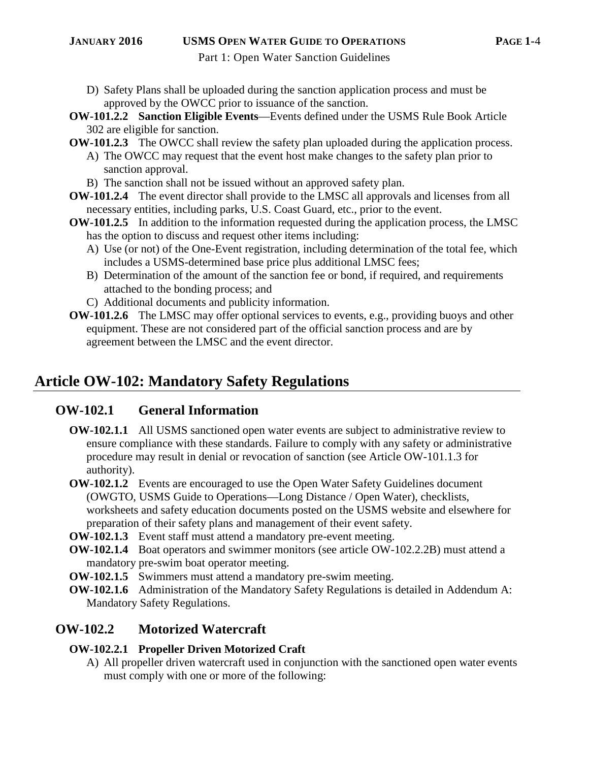D) Safety Plans shall be uploaded during the sanction application process and must be approved by the OWCC prior to issuance of the sanction.

**OW-101.2.2 Sanction Eligible Events**—Events defined under the USMS Rule Book Article 302 are eligible for sanction.

**OW-101.2.3** The OWCC shall review the safety plan uploaded during the application process.

A) The OWCC may request that the event host make changes to the safety plan prior to sanction approval.

B) The sanction shall not be issued without an approved safety plan.

**OW-101.2.4** The event director shall provide to the LMSC all approvals and licenses from all necessary entities, including parks, U.S. Coast Guard, etc., prior to the event.

**OW-101.2.5** In addition to the information requested during the application process, the LMSC has the option to discuss and request other items including:

A) Use (or not) of the One-Event registration, including determination of the total fee, which includes a USMS-determined base price plus additional LMSC fees;

B) Determination of the amount of the sanction fee or bond, if required, and requirements attached to the bonding process; and

C) Additional documents and publicity information.

**OW-101.2.6** The LMSC may offer optional services to events, e.g., providing buoys and other equipment. These are not considered part of the official sanction process and are by agreement between the LMSC and the event director.

# Article OW-102: Mandatory Safety Regulations

## OW-102.1 General Information

**OW-102.1.1** All USMS sanctioned open water events are subject to administrative review to ensure compliance with these standards. Failure to comply with any safety or administrative procedure may result in denial or revocation of sanction (see Article OW-101.1.3 for authority).

**OW-102.1.2** Events are encouraged to use the Open Water Safety Guidelines document (OWGTO, USMS Guide to Operations—Long Distance / Open Water), checklists, worksheets and safety education documents posted on the USMS website and elsewhere for preparation of their safety plans and management of their event safety.

**OW-102.1.3** Event staff must attend a mandatory pre-event meeting.

**OW-102.1.4** Boat operators and swimmer monitors (see article OW-102.2.2B) must attend a mandatory pre-swim boat operator meeting.

**OW-102.1.5** Swimmers must attend a mandatory pre-swim meeting.

**OW-102.1.6** Administration of the Mandatory Safety Regulations is detailed in Addendum A: Mandatory Safety Regulations.

## OW-102.2 Motorized Watercraft

**OW-102.2.1 Propeller Driven Motorized Craft**

A) All propeller driven watercraft used in conjunction with the sanctioned open water events must comply with one or more of the following: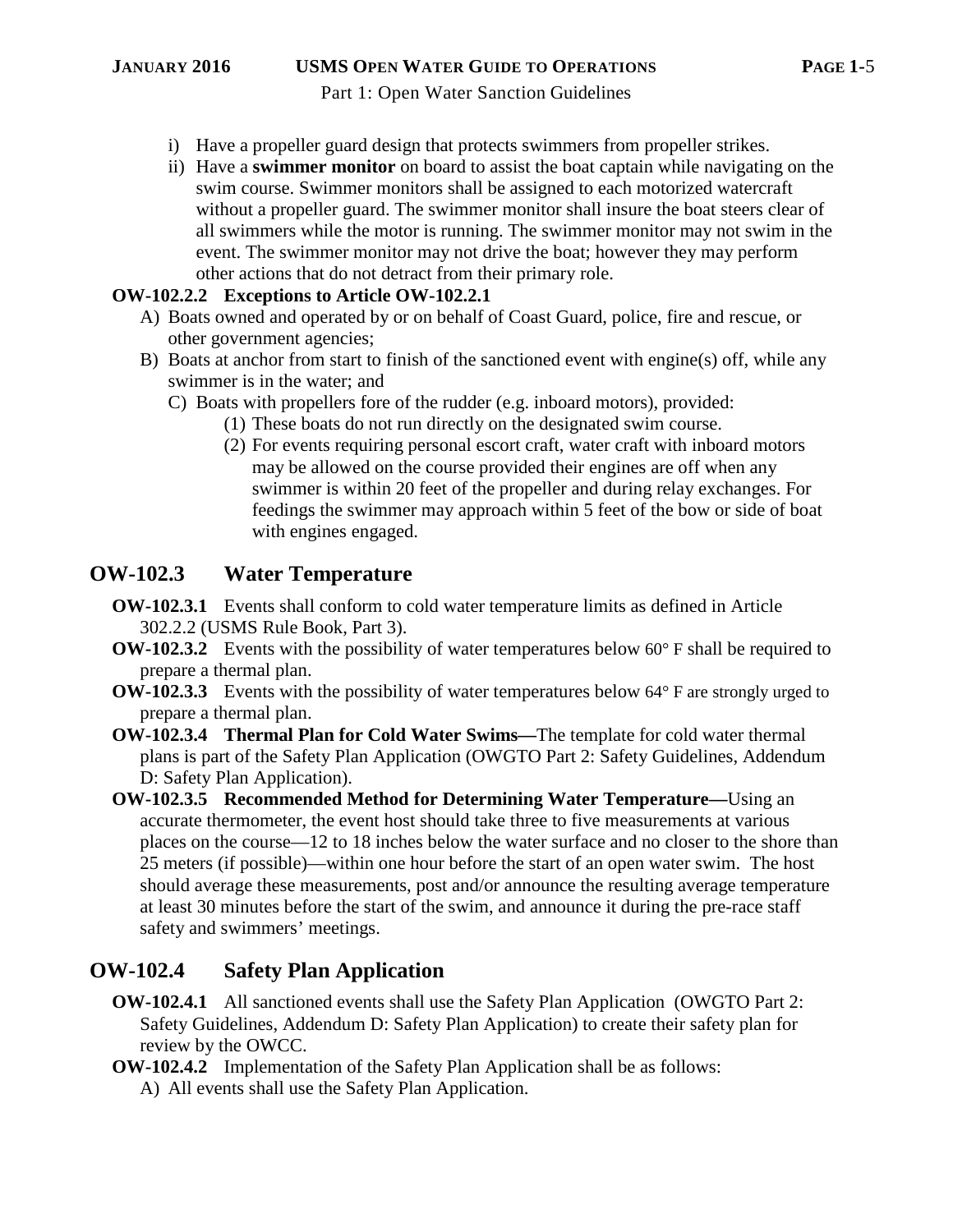i) Have a propeller guard design that protects swimmers from propeller strikes.
ii) Have a **swimmer monitor** on board to assist the boat captain while navigating on the swim course. Swimmer monitors shall be assigned to each motorized watercraft without a propeller guard. The swimmer monitor shall insure the boat steers clear of all swimmers while the motor is running. The swimmer monitor may not swim in the event. The swimmer monitor may not drive the boat; however they may perform other actions that do not detract from their primary role.

**OW-102.2.2 Exceptions to Article OW-102.2.1**

A) Boats owned and operated by or on behalf of Coast Guard, police, fire and rescue, or other government agencies;
B) Boats at anchor from start to finish of the sanctioned event with engine(s) off, while any swimmer is in the water; and
C) Boats with propellers fore of the rudder (e.g. inboard motors), provided:
   (1) These boats do not run directly on the designated swim course.
   (2) For events requiring personal escort craft, water craft with inboard motors may be allowed on the course provided their engines are off when any swimmer is within 20 feet of the propeller and during relay exchanges. For feedings the swimmer may approach within 5 feet of the bow or side of boat with engines engaged.

## OW-102.3 Water Temperature

**OW-102.3.1** Events shall conform to cold water temperature limits as defined in Article 302.2.2 (USMS Rule Book, Part 3).

**OW-102.3.2** Events with the possibility of water temperatures below 60° F shall be required to prepare a thermal plan.

**OW-102.3.3** Events with the possibility of water temperatures below 64° F are strongly urged to prepare a thermal plan.

**OW-102.3.4 Thermal Plan for Cold Water Swims—**The template for cold water thermal plans is part of the Safety Plan Application (OWGTO Part 2: Safety Guidelines, Addendum D: Safety Plan Application).

**OW-102.3.5 Recommended Method for Determining Water Temperature—**Using an accurate thermometer, the event host should take three to five measurements at various places on the course—12 to 18 inches below the water surface and no closer to the shore than 25 meters (if possible)—within one hour before the start of an open water swim. The host should average these measurements, post and/or announce the resulting average temperature at least 30 minutes before the start of the swim, and announce it during the pre-race staff safety and swimmers' meetings.

## OW-102.4 Safety Plan Application

**OW-102.4.1** All sanctioned events shall use the Safety Plan Application (OWGTO Part 2: Safety Guidelines, Addendum D: Safety Plan Application) to create their safety plan for review by the OWCC.

**OW-102.4.2** Implementation of the Safety Plan Application shall be as follows:

A) All events shall use the Safety Plan Application.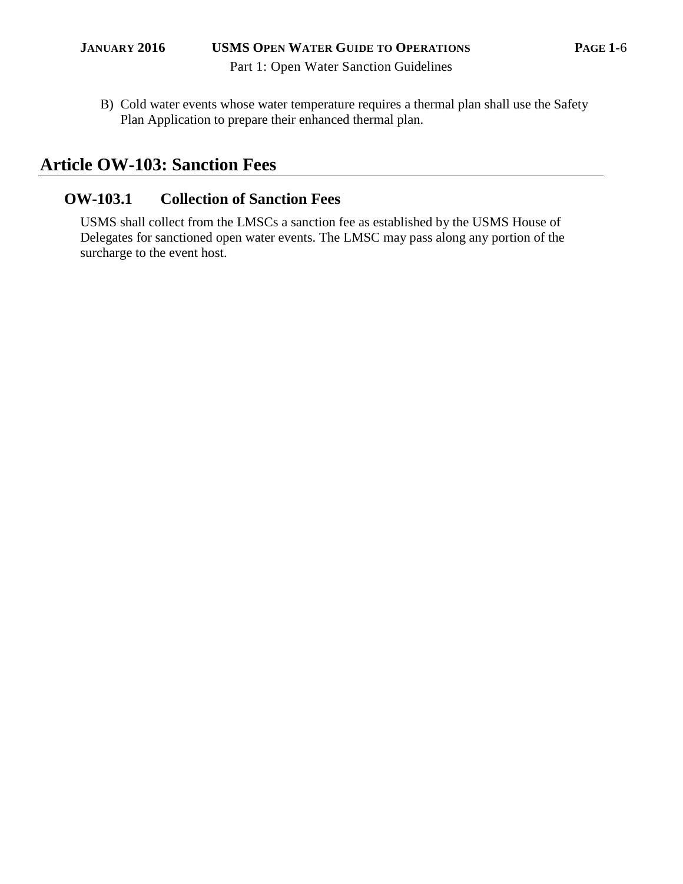B) Cold water events whose water temperature requires a thermal plan shall use the Safety Plan Application to prepare their enhanced thermal plan.

## Article OW-103: Sanction Fees

### OW-103.1 Collection of Sanction Fees

USMS shall collect from the LMSCs a sanction fee as established by the USMS House of Delegates for sanctioned open water events. The LMSC may pass along any portion of the surcharge to the event host.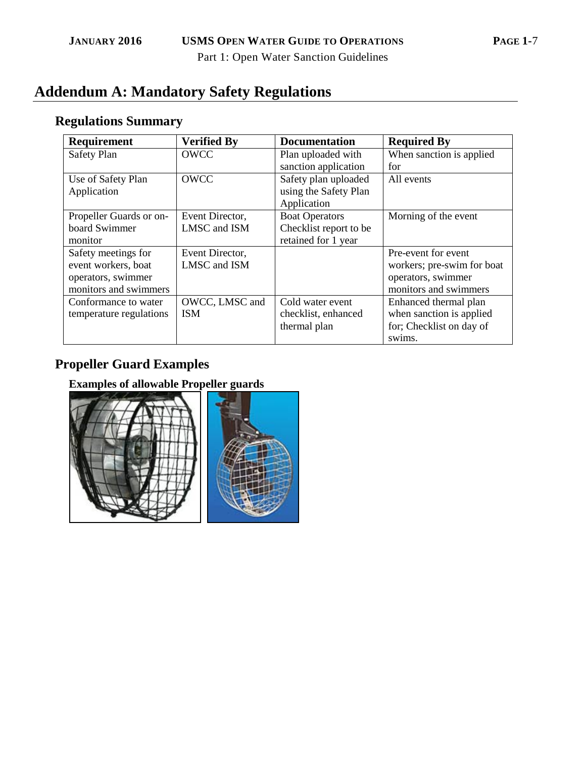# Addendum A: Mandatory Safety Regulations

## Regulations Summary

| Requirement | Verified By | Documentation | Required By |
| --- | --- | --- | --- |
| Safety Plan | OWCC | Plan uploaded with sanction application | When sanction is applied for |
| Use of Safety Plan Application | OWCC | Safety plan uploaded using the Safety Plan Application | All events |
| Propeller Guards or on-board Swimmer monitor | Event Director, LMSC and ISM | Boat Operators Checklist report to be retained for 1 year | Morning of the event |
| Safety meetings for event workers, boat operators, swimmer monitors and swimmers | Event Director, LMSC and ISM | | Pre-event for event workers; pre-swim for boat operators, swimmer monitors and swimmers |
| Conformance to water temperature regulations | OWCC, LMSC and ISM | Cold water event checklist, enhanced thermal plan | Enhanced thermal plan when sanction is applied for; Checklist on day of swims. |

## Propeller Guard Examples

### Examples of allowable Propeller guards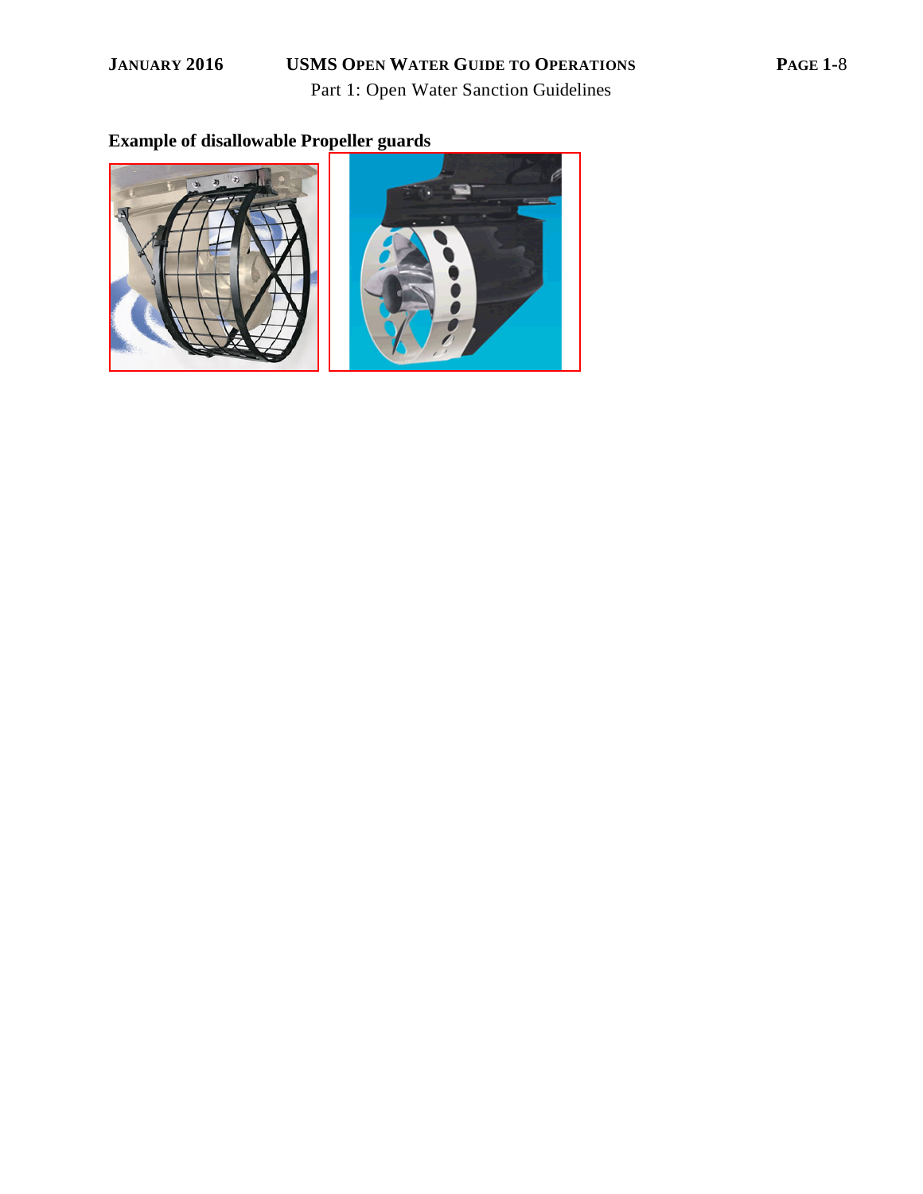**Example of disallowable Propeller guards**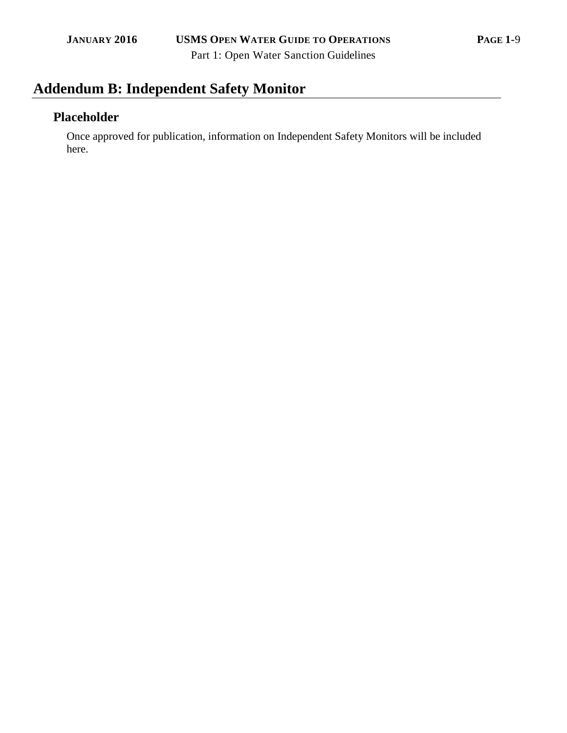# Addendum B: Independent Safety Monitor

## Placeholder

Once approved for publication, information on Independent Safety Monitors will be included here.